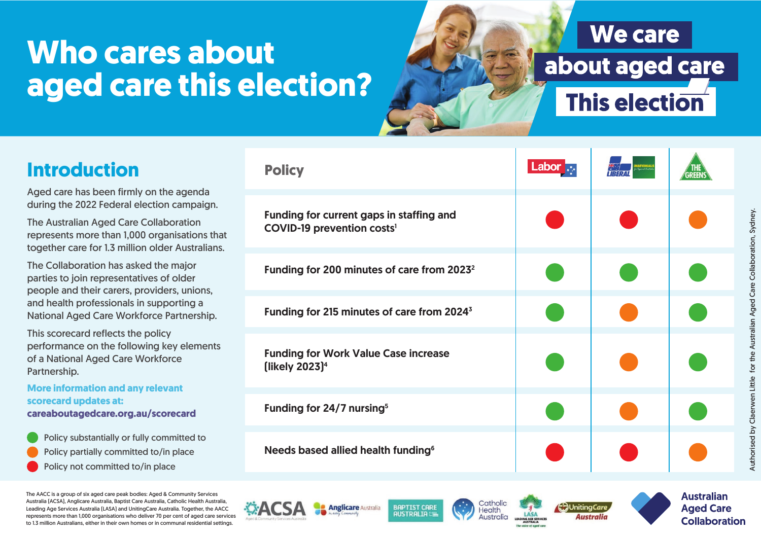# Who cares about aged care this election?

We care about aged care This election

## Introduction

Aged care has been firmly on the agenda during the 2022 Federal election campaign.

The Australian Aged Care Collaboration represents more than 1,000 organisations that together care for 1.3 million older Australians.

The Collaboration has asked the major parties to join representatives of older people and their carers, providers, unions, and health professionals in supporting a National Aged Care Workforce Partnership.

This scorecard reflects the policy performance on the following key elements of a National Aged Care Workforce Partnership.

**More information and any relevant scorecard updates at: careaboutagedcare.org.au/scorecard**

- 🟢 Policy substantially or fully committed to
- 🟠 Policy partially committed to/in place
- 🔴 Policy not committed to/in place

| Policy | Labor | Liberal / Nationals | The Greens |
|---|---|---|---|
| Funding for current gaps in staffing and COVID-19 prevention costs[1] | 🔴 | 🔴 | 🟠 |
| Funding for 200 minutes of care from 2023[2] | 🟢 | 🟢 | 🟢 |
| Funding for 215 minutes of care from 2024[3] | 🟢 | 🟠 | 🟢 |
| Funding for Work Value Case increase (likely 2023)[4] | 🟢 | 🟠 | 🟢 |
| Funding for 24/7 nursing[5] | 🟢 | 🟠 | 🟢 |
| Needs based allied health funding[6] | 🔴 | 🔴 | 🟠 |

Authorised by Claerwen Little for the Australian Aged Care Collaboration, Sydney.

The AACC is a group of six aged care peak bodies: Aged & Community Services Australia (ACSA), Anglicare Australia, Baptist Care Australia, Catholic Health Australia, Leading Age Services Australia (LASA) and UnitingCare Australia. Together, the AACC represents more than 1,000 organisations who deliver 70 per cent of aged care services to 1.3 million Australians, either in their own homes or in communal residential settings.

ACSA · Anglicare Australia · Baptist Care Australia · Catholic Health Australia · LASA · UnitingCare Australia · Australian Aged Care Collaboration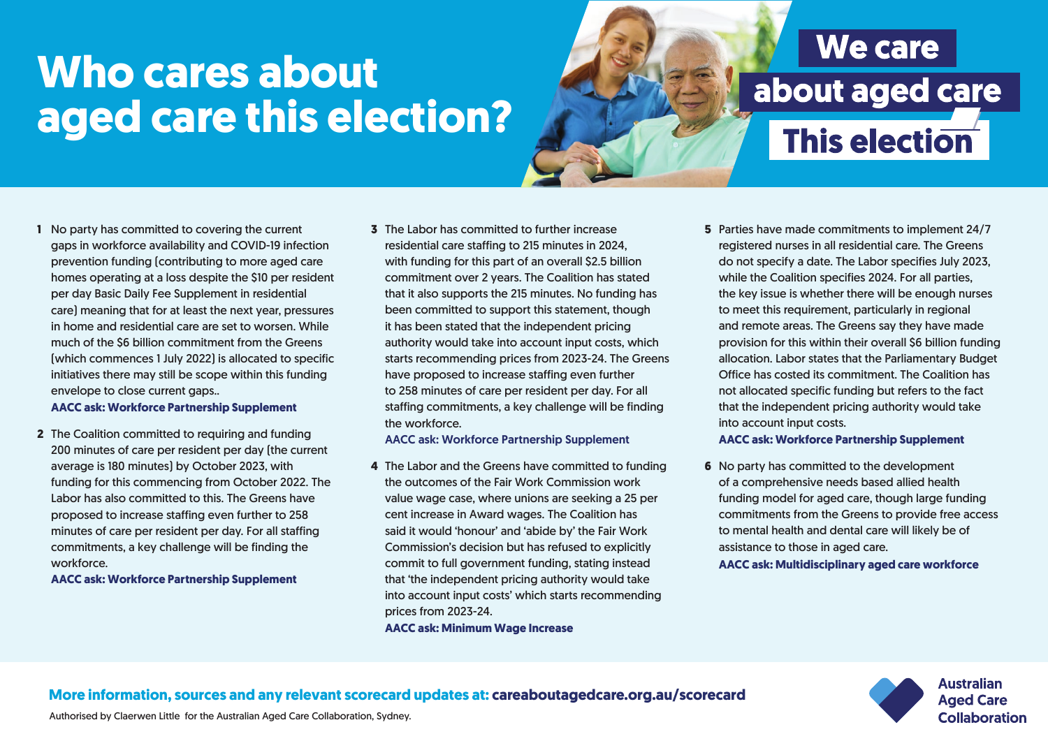# Who cares about aged care this election?

We care about aged care This election

1. No party has committed to covering the current gaps in workforce availability and COVID-19 infection prevention funding (contributing to more aged care homes operating at a loss despite the $10 per resident per day Basic Daily Fee Supplement in residential care) meaning that for at least the next year, pressures in home and residential care are set to worsen. While much of the $6 billion commitment from the Greens (which commences 1 July 2022) is allocated to specific initiatives there may still be scope within this funding envelope to close current gaps..
   **AACC ask: Workforce Partnership Supplement**

2. The Coalition committed to requiring and funding 200 minutes of care per resident per day (the current average is 180 minutes) by October 2023, with funding for this commencing from October 2022. The Labor has also committed to this. The Greens have proposed to increase staffing even further to 258 minutes of care per resident per day. For all staffing commitments, a key challenge will be finding the workforce.
   **AACC ask: Workforce Partnership Supplement**

3. The Labor has committed to further increase residential care staffing to 215 minutes in 2024, with funding for this part of an overall $2.5 billion commitment over 2 years. The Coalition has stated that it also supports the 215 minutes. No funding has been committed to support this statement, though it has been stated that the independent pricing authority would take into account input costs, which starts recommending prices from 2023-24. The Greens have proposed to increase staffing even further to 258 minutes of care per resident per day. For all staffing commitments, a key challenge will be finding the workforce.
   **AACC ask: Workforce Partnership Supplement**

4. The Labor and the Greens have committed to funding the outcomes of the Fair Work Commission work value wage case, where unions are seeking a 25 per cent increase in Award wages. The Coalition has said it would 'honour' and 'abide by' the Fair Work Commission's decision but has refused to explicitly commit to full government funding, stating instead that 'the independent pricing authority would take into account input costs' which starts recommending prices from 2023-24.
   **AACC ask: Minimum Wage Increase**

5. Parties have made commitments to implement 24/7 registered nurses in all residential care. The Greens do not specify a date. The Labor specifies July 2023, while the Coalition specifies 2024. For all parties, the key issue is whether there will be enough nurses to meet this requirement, particularly in regional and remote areas. The Greens say they have made provision for this within their overall $6 billion funding allocation. Labor states that the Parliamentary Budget Office has costed its commitment. The Coalition has not allocated specific funding but refers to the fact that the independent pricing authority would take into account input costs.
   **AACC ask: Workforce Partnership Supplement**

6. No party has committed to the development of a comprehensive needs based allied health funding model for aged care, though large funding commitments from the Greens to provide free access to mental health and dental care will likely be of assistance to those in aged care.
   **AACC ask: Multidisciplinary aged care workforce**

**More information, sources and any relevant scorecard updates at: careaboutagedcare.org.au/scorecard**

Authorised by Claerwen Little for the Australian Aged Care Collaboration, Sydney.

Australian Aged Care Collaboration